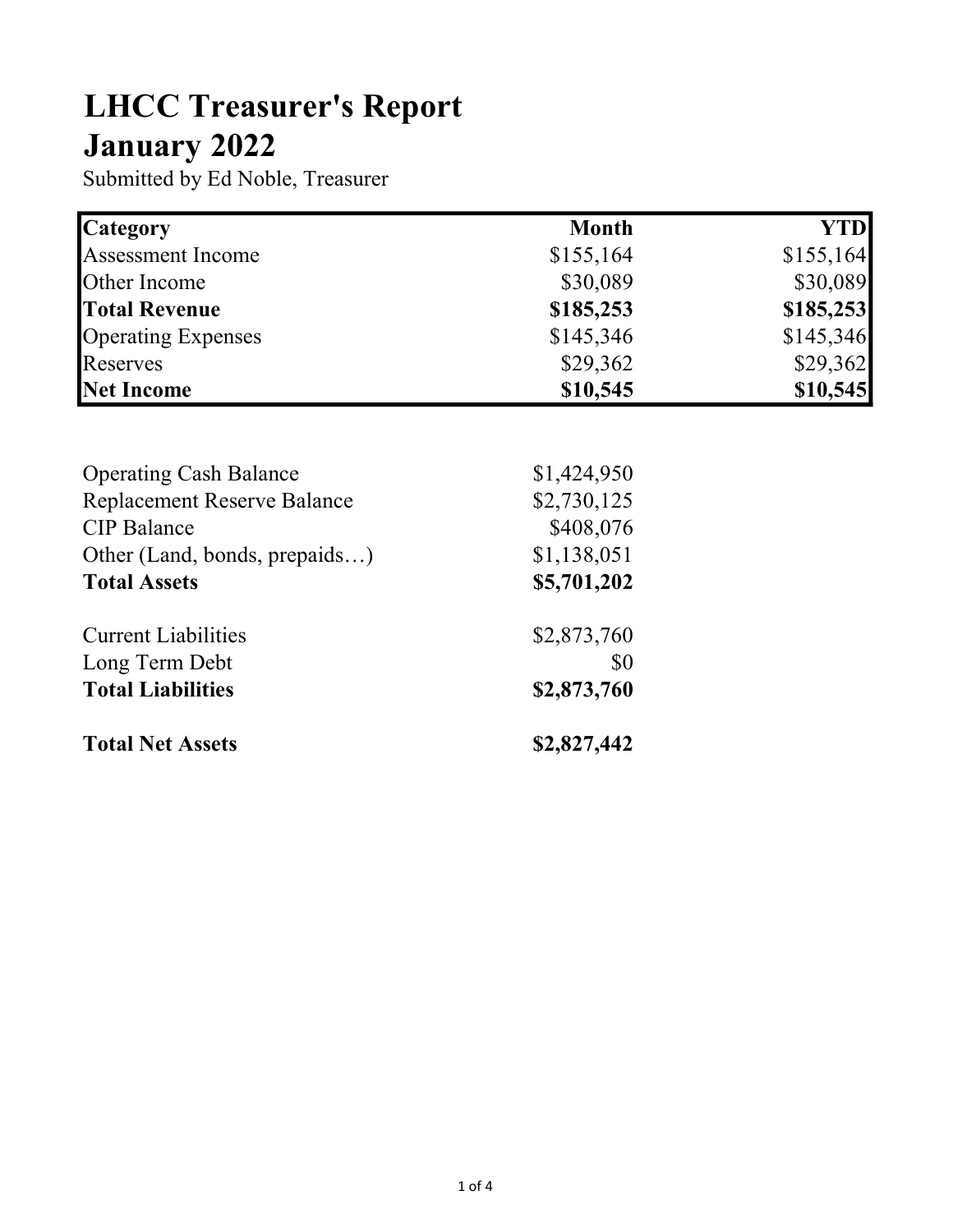# LHCC Treasurer's Report
# January 2022

Submitted by Ed Noble, Treasurer

| Category | Month | YTD |
|---|---:|---:|
| Assessment Income | $155,164 | $155,164 |
| Other Income | $30,089 | $30,089 |
| **Total Revenue** | **$185,253** | **$185,253** |
| Operating Expenses | $145,346 | $145,346 |
| Reserves | $29,362 | $29,362 |
| **Net Income** | **$10,545** | **$10,545** |

| | |
|---|---:|
| Operating Cash Balance | $1,424,950 |
| Replacement Reserve Balance | $2,730,125 |
| CIP Balance | $408,076 |
| Other (Land, bonds, prepaids…) | $1,138,051 |
| **Total Assets** | **$5,701,202** |
| | |
| Current Liabilities | $2,873,760 |
| Long Term Debt | $0 |
| **Total Liabilities** | **$2,873,760** |
| | |
| **Total Net Assets** | **$2,827,442** |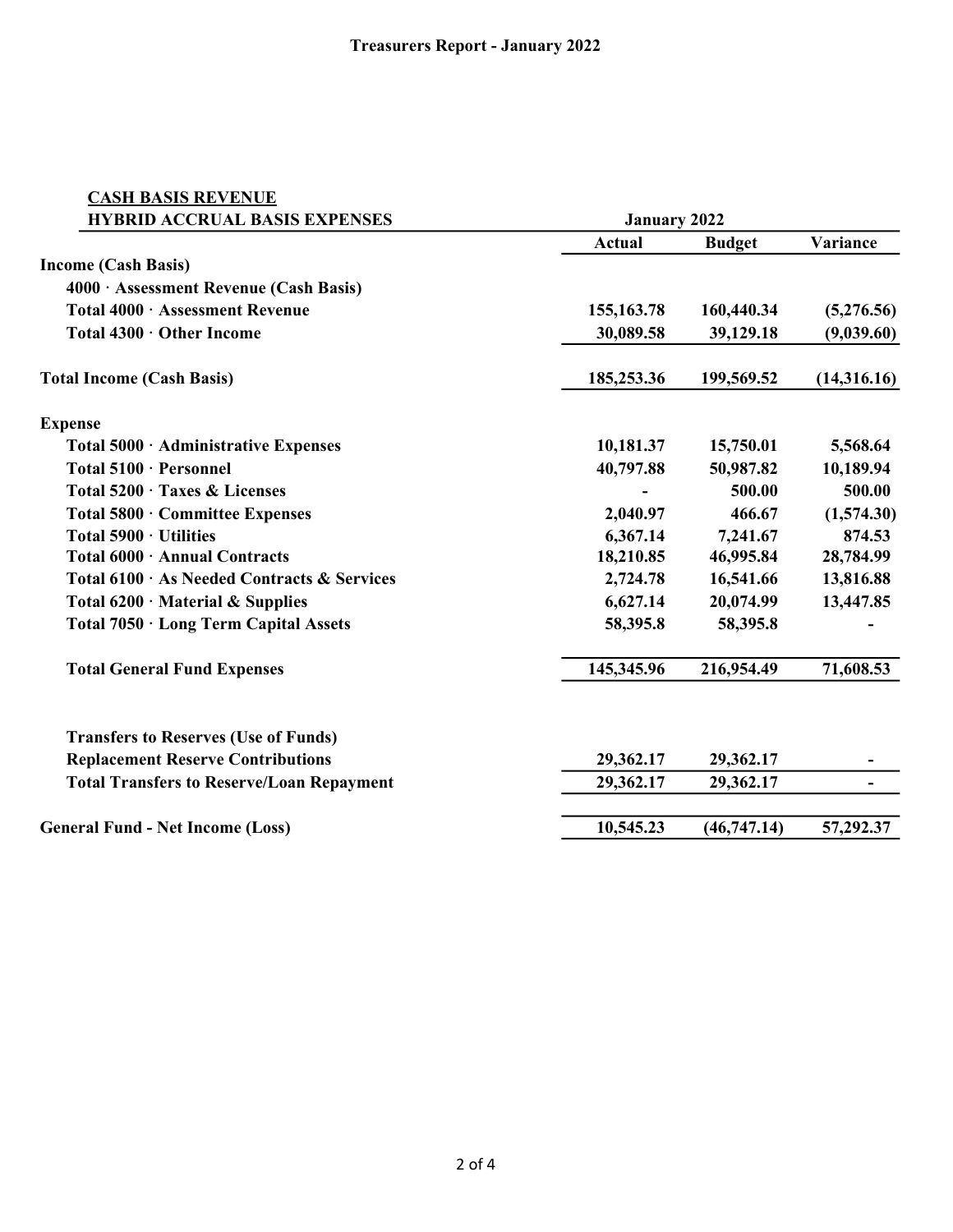# Treasurers Report - January 2022

| CASH BASIS REVENUE<br>HYBRID ACCRUAL BASIS EXPENSES | January 2022 | | |
|---|---|---|---|
| | **Actual** | **Budget** | **Variance** |
| **Income (Cash Basis)** | | | |
| **4000 · Assessment Revenue (Cash Basis)** | | | |
| **Total 4000 · Assessment Revenue** | **155,163.78** | **160,440.34** | **(5,276.56)** |
| **Total 4300 · Other Income** | **30,089.58** | **39,129.18** | **(9,039.60)** |
| **Total Income (Cash Basis)** | **185,253.36** | **199,569.52** | **(14,316.16)** |
| **Expense** | | | |
| **Total 5000 · Administrative Expenses** | **10,181.37** | **15,750.01** | **5,568.64** |
| **Total 5100 · Personnel** | **40,797.88** | **50,987.82** | **10,189.94** |
| **Total 5200 · Taxes & Licenses** | **-** | **500.00** | **500.00** |
| **Total 5800 · Committee Expenses** | **2,040.97** | **466.67** | **(1,574.30)** |
| **Total 5900 · Utilities** | **6,367.14** | **7,241.67** | **874.53** |
| **Total 6000 · Annual Contracts** | **18,210.85** | **46,995.84** | **28,784.99** |
| **Total 6100 · As Needed Contracts & Services** | **2,724.78** | **16,541.66** | **13,816.88** |
| **Total 6200 · Material & Supplies** | **6,627.14** | **20,074.99** | **13,447.85** |
| **Total 7050 · Long Term Capital Assets** | **58,395.8** | **58,395.8** | **-** |
| **Total General Fund Expenses** | **145,345.96** | **216,954.49** | **71,608.53** |
| **Transfers to Reserves (Use of Funds)** | | | |
| **Replacement Reserve Contributions** | **29,362.17** | **29,362.17** | **-** |
| **Total Transfers to Reserve/Loan Repayment** | **29,362.17** | **29,362.17** | **-** |
| **General Fund - Net Income (Loss)** | **10,545.23** | **(46,747.14)** | **57,292.37** |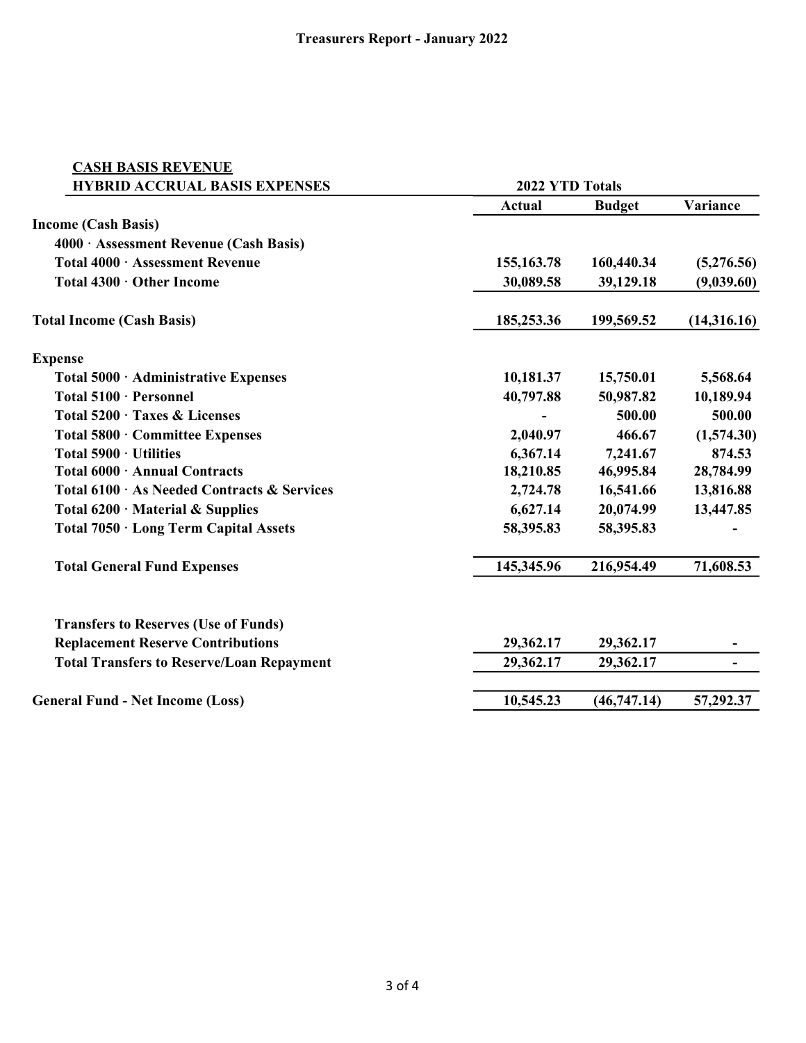# Treasurers Report - January 2022

| CASH BASIS REVENUE<br>HYBRID ACCRUAL BASIS EXPENSES | 2022 YTD Totals | | |
|---|---|---|---|
| | **Actual** | **Budget** | **Variance** |
| **Income (Cash Basis)** | | | |
| **4000 · Assessment Revenue (Cash Basis)** | | | |
| **Total 4000 · Assessment Revenue** | 155,163.78 | 160,440.34 | (5,276.56) |
| **Total 4300 · Other Income** | 30,089.58 | 39,129.18 | (9,039.60) |
| **Total Income (Cash Basis)** | 185,253.36 | 199,569.52 | (14,316.16) |
| **Expense** | | | |
| **Total 5000 · Administrative Expenses** | 10,181.37 | 15,750.01 | 5,568.64 |
| **Total 5100 · Personnel** | 40,797.88 | 50,987.82 | 10,189.94 |
| **Total 5200 · Taxes & Licenses** | - | 500.00 | 500.00 |
| **Total 5800 · Committee Expenses** | 2,040.97 | 466.67 | (1,574.30) |
| **Total 5900 · Utilities** | 6,367.14 | 7,241.67 | 874.53 |
| **Total 6000 · Annual Contracts** | 18,210.85 | 46,995.84 | 28,784.99 |
| **Total 6100 · As Needed Contracts & Services** | 2,724.78 | 16,541.66 | 13,816.88 |
| **Total 6200 · Material & Supplies** | 6,627.14 | 20,074.99 | 13,447.85 |
| **Total 7050 · Long Term Capital Assets** | 58,395.83 | 58,395.83 | - |
| **Total General Fund Expenses** | 145,345.96 | 216,954.49 | 71,608.53 |
| **Transfers to Reserves (Use of Funds)** | | | |
| **Replacement Reserve Contributions** | 29,362.17 | 29,362.17 | - |
| **Total Transfers to Reserve/Loan Repayment** | 29,362.17 | 29,362.17 | - |
| **General Fund - Net Income (Loss)** | 10,545.23 | (46,747.14) | 57,292.37 |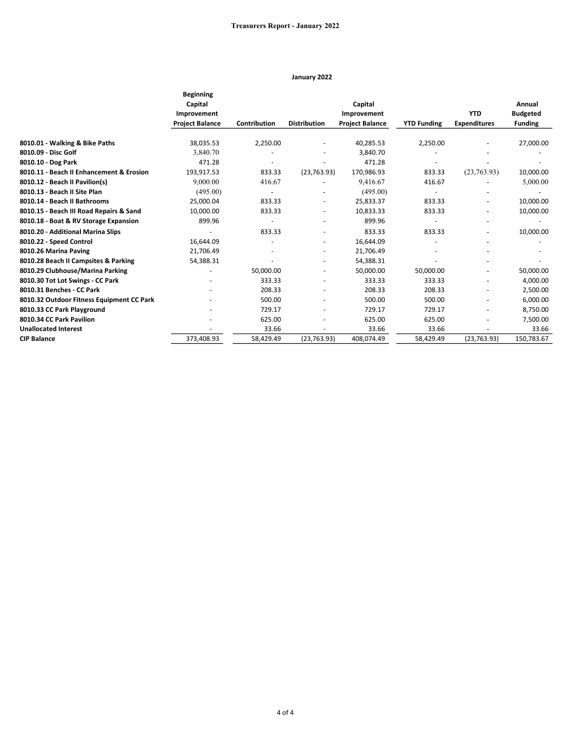# Treasurers Report - January 2022

## January 2022

| | Beginning Capital Improvement Project Balance | Contribution | Distribution | Capital Improvement Project Balance | YTD Funding | YTD Expenditures | Annual Budgeted Funding |
|---|---|---|---|---|---|---|---|
| **8010.01 - Walking & Bike Paths** | 38,035.53 | 2,250.00 | - | 40,285.53 | 2,250.00 | - | 27,000.00 |
| **8010.09 - Disc Golf** | 3,840.70 | - | - | 3,840.70 | - | - | - |
| **8010.10 - Dog Park** | 471.28 | - | - | 471.28 | - | - | - |
| **8010.11 - Beach II Enhancement & Erosion** | 193,917.53 | 833.33 | (23,763.93) | 170,986.93 | 833.33 | (23,763.93) | 10,000.00 |
| **8010.12 - Beach II Pavilion(s)** | 9,000.00 | 416.67 | - | 9,416.67 | 416.67 | - | 5,000.00 |
| **8010.13 - Beach II Site Plan** | (495.00) | - | - | (495.00) | - | - | - |
| **8010.14 - Beach II Bathrooms** | 25,000.04 | 833.33 | - | 25,833.37 | 833.33 | - | 10,000.00 |
| **8010.15 - Beach III Road Repairs & Sand** | 10,000.00 | 833.33 | - | 10,833.33 | 833.33 | - | 10,000.00 |
| **8010.18 - Boat & RV Storage Expansion** | 899.96 | - | - | 899.96 | - | - | - |
| **8010.20 - Additional Marina Slips** | - | 833.33 | - | 833.33 | 833.33 | - | 10,000.00 |
| **8010.22 - Speed Control** | 16,644.09 | - | - | 16,644.09 | - | - | - |
| **8010.26 Marina Paving** | 21,706.49 | - | - | 21,706.49 | - | - | - |
| **8010.28 Beach II Campsites & Parking** | 54,388.31 | - | - | 54,388.31 | - | - | - |
| **8010.29 Clubhouse/Marina Parking** | - | 50,000.00 | - | 50,000.00 | 50,000.00 | - | 50,000.00 |
| **8010.30 Tot Lot Swings - CC Park** | - | 333.33 | - | 333.33 | 333.33 | - | 4,000.00 |
| **8010.31 Benches - CC Park** | - | 208.33 | - | 208.33 | 208.33 | - | 2,500.00 |
| **8010.32 Outdoor Fitness Equipment CC Park** | - | 500.00 | - | 500.00 | 500.00 | - | 6,000.00 |
| **8010.33 CC Park Playground** | - | 729.17 | - | 729.17 | 729.17 | - | 8,750.00 |
| **8010.34 CC Park Pavilion** | - | 625.00 | - | 625.00 | 625.00 | - | 7,500.00 |
| **Unallocated Interest** | - | 33.66 | - | 33.66 | 33.66 | - | 33.66 |
| **CIP Balance** | 373,408.93 | 58,429.49 | (23,763.93) | 408,074.49 | 58,429.49 | (23,763.93) | 150,783.67 |